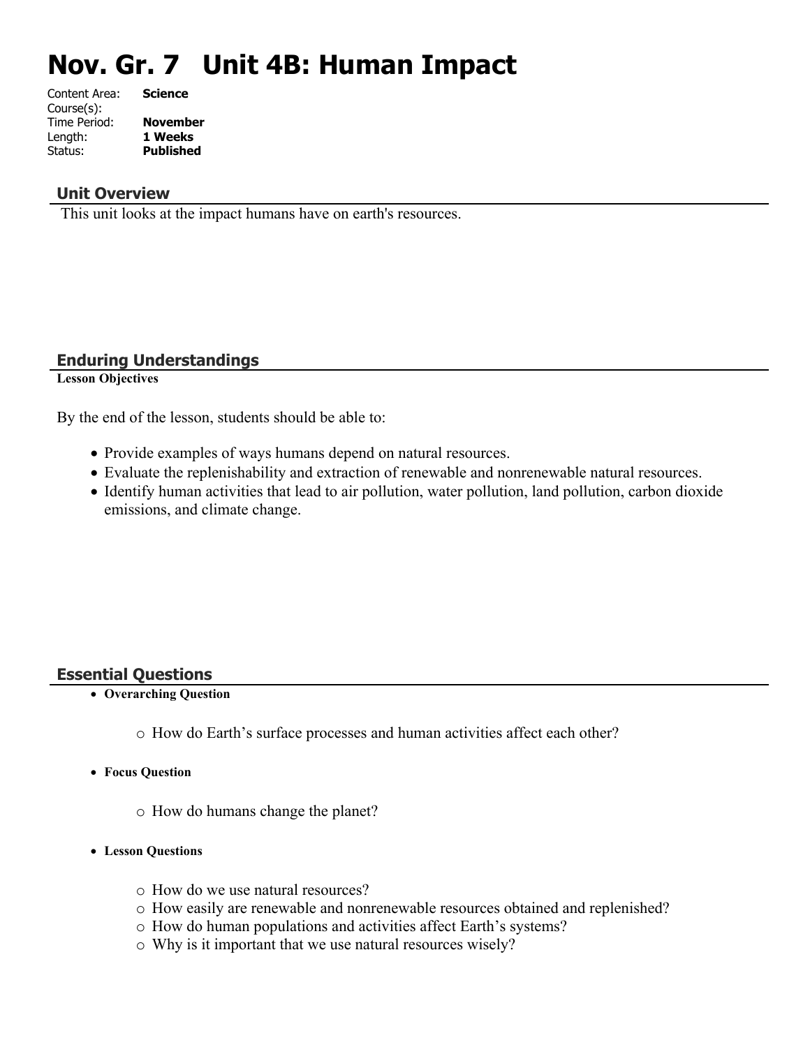# Nov. Gr. 7   Unit 4B: Human Impact

Content Area: **Science**
Course(s):
Time Period: **November**
Length: **1 Weeks**
Status: **Published**

## Unit Overview

This unit looks at the impact humans have on earth's resources.

## Enduring Understandings

**Lesson Objectives**

By the end of the lesson, students should be able to:

- Provide examples of ways humans depend on natural resources.
- Evaluate the replenishability and extraction of renewable and nonrenewable natural resources.
- Identify human activities that lead to air pollution, water pollution, land pollution, carbon dioxide emissions, and climate change.

## Essential Questions

- **Overarching Question**
  - How do Earth's surface processes and human activities affect each other?
- **Focus Question**
  - How do humans change the planet?
- **Lesson Questions**
  - How do we use natural resources?
  - How easily are renewable and nonrenewable resources obtained and replenished?
  - How do human populations and activities affect Earth's systems?
  - Why is it important that we use natural resources wisely?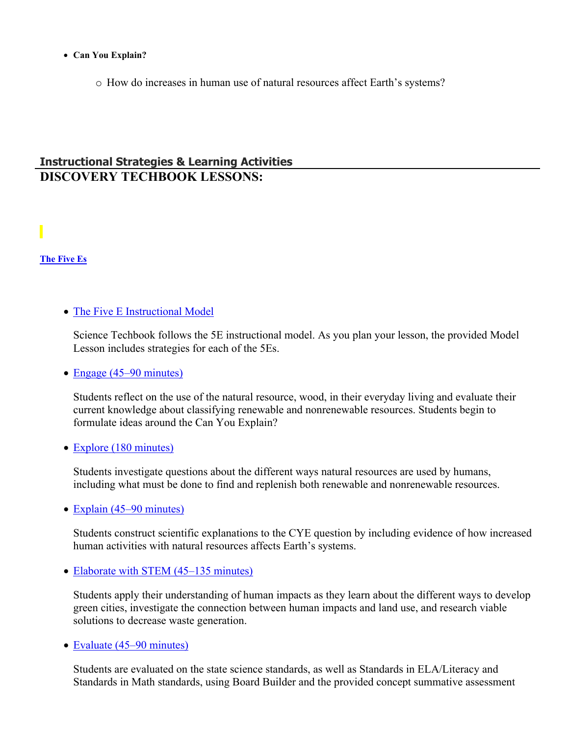- **Can You Explain?**
  - How do increases in human use of natural resources affect Earth's systems?

## Instructional Strategies & Learning Activities

# DISCOVERY TECHBOOK LESSONS:

**The Five Es**

- The Five E Instructional Model

  Science Techbook follows the 5E instructional model. As you plan your lesson, the provided Model Lesson includes strategies for each of the 5Es.

- Engage (45–90 minutes)

  Students reflect on the use of the natural resource, wood, in their everyday living and evaluate their current knowledge about classifying renewable and nonrenewable resources. Students begin to formulate ideas around the Can You Explain?

- Explore (180 minutes)

  Students investigate questions about the different ways natural resources are used by humans, including what must be done to find and replenish both renewable and nonrenewable resources.

- Explain (45–90 minutes)

  Students construct scientific explanations to the CYE question by including evidence of how increased human activities with natural resources affects Earth's systems.

- Elaborate with STEM (45–135 minutes)

  Students apply their understanding of human impacts as they learn about the different ways to develop green cities, investigate the connection between human impacts and land use, and research viable solutions to decrease waste generation.

- Evaluate (45–90 minutes)

  Students are evaluated on the state science standards, as well as Standards in ELA/Literacy and Standards in Math standards, using Board Builder and the provided concept summative assessment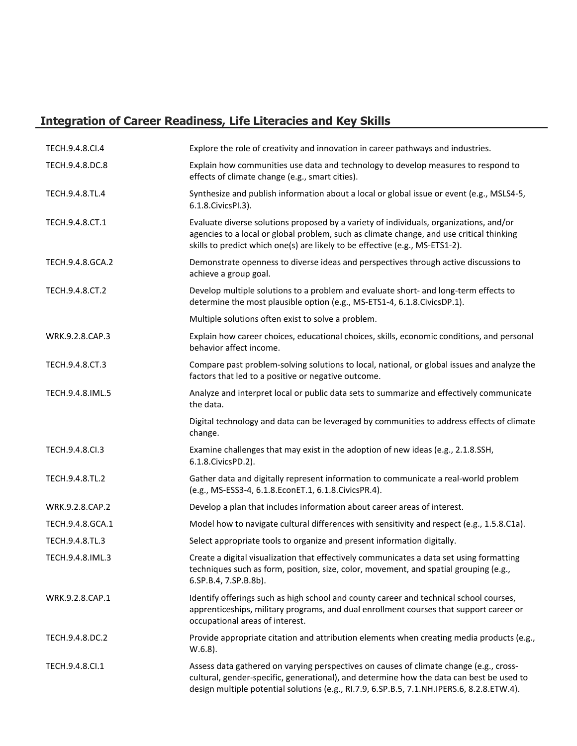## Integration of Career Readiness, Life Literacies and Key Skills

| | |
|---|---|
| TECH.9.4.8.CI.4 | Explore the role of creativity and innovation in career pathways and industries. |
| TECH.9.4.8.DC.8 | Explain how communities use data and technology to develop measures to respond to effects of climate change (e.g., smart cities). |
| TECH.9.4.8.TL.4 | Synthesize and publish information about a local or global issue or event (e.g., MSLS4-5, 6.1.8.CivicsPI.3). |
| TECH.9.4.8.CT.1 | Evaluate diverse solutions proposed by a variety of individuals, organizations, and/or agencies to a local or global problem, such as climate change, and use critical thinking skills to predict which one(s) are likely to be effective (e.g., MS-ETS1-2). |
| TECH.9.4.8.GCA.2 | Demonstrate openness to diverse ideas and perspectives through active discussions to achieve a group goal. |
| TECH.9.4.8.CT.2 | Develop multiple solutions to a problem and evaluate short- and long-term effects to determine the most plausible option (e.g., MS-ETS1-4, 6.1.8.CivicsDP.1). |
| | Multiple solutions often exist to solve a problem. |
| WRK.9.2.8.CAP.3 | Explain how career choices, educational choices, skills, economic conditions, and personal behavior affect income. |
| TECH.9.4.8.CT.3 | Compare past problem-solving solutions to local, national, or global issues and analyze the factors that led to a positive or negative outcome. |
| TECH.9.4.8.IML.5 | Analyze and interpret local or public data sets to summarize and effectively communicate the data. |
| | Digital technology and data can be leveraged by communities to address effects of climate change. |
| TECH.9.4.8.CI.3 | Examine challenges that may exist in the adoption of new ideas (e.g., 2.1.8.SSH, 6.1.8.CivicsPD.2). |
| TECH.9.4.8.TL.2 | Gather data and digitally represent information to communicate a real-world problem (e.g., MS-ESS3-4, 6.1.8.EconET.1, 6.1.8.CivicsPR.4). |
| WRK.9.2.8.CAP.2 | Develop a plan that includes information about career areas of interest. |
| TECH.9.4.8.GCA.1 | Model how to navigate cultural differences with sensitivity and respect (e.g., 1.5.8.C1a). |
| TECH.9.4.8.TL.3 | Select appropriate tools to organize and present information digitally. |
| TECH.9.4.8.IML.3 | Create a digital visualization that effectively communicates a data set using formatting techniques such as form, position, size, color, movement, and spatial grouping (e.g., 6.SP.B.4, 7.SP.B.8b). |
| WRK.9.2.8.CAP.1 | Identify offerings such as high school and county career and technical school courses, apprenticeships, military programs, and dual enrollment courses that support career or occupational areas of interest. |
| TECH.9.4.8.DC.2 | Provide appropriate citation and attribution elements when creating media products (e.g., W.6.8). |
| TECH.9.4.8.CI.1 | Assess data gathered on varying perspectives on causes of climate change (e.g., cross-cultural, gender-specific, generational), and determine how the data can best be used to design multiple potential solutions (e.g., RI.7.9, 6.SP.B.5, 7.1.NH.IPERS.6, 8.2.8.ETW.4). |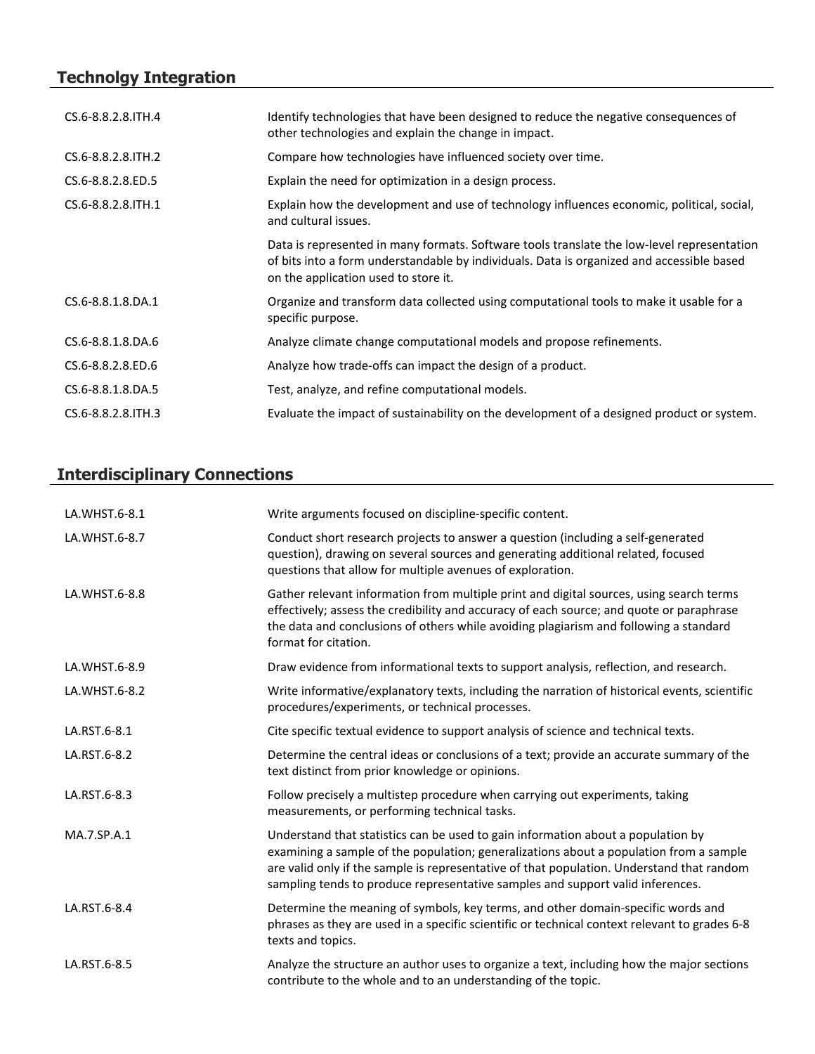## Technolgy Integration

| | |
|---|---|
| CS.6-8.8.2.8.ITH.4 | Identify technologies that have been designed to reduce the negative consequences of other technologies and explain the change in impact. |
| CS.6-8.8.2.8.ITH.2 | Compare how technologies have influenced society over time. |
| CS.6-8.8.2.8.ED.5 | Explain the need for optimization in a design process. |
| CS.6-8.8.2.8.ITH.1 | Explain how the development and use of technology influences economic, political, social, and cultural issues. |
| | Data is represented in many formats. Software tools translate the low-level representation of bits into a form understandable by individuals. Data is organized and accessible based on the application used to store it. |
| CS.6-8.8.1.8.DA.1 | Organize and transform data collected using computational tools to make it usable for a specific purpose. |
| CS.6-8.8.1.8.DA.6 | Analyze climate change computational models and propose refinements. |
| CS.6-8.8.2.8.ED.6 | Analyze how trade-offs can impact the design of a product. |
| CS.6-8.8.1.8.DA.5 | Test, analyze, and refine computational models. |
| CS.6-8.8.2.8.ITH.3 | Evaluate the impact of sustainability on the development of a designed product or system. |

## Interdisciplinary Connections

| | |
|---|---|
| LA.WHST.6-8.1 | Write arguments focused on discipline-specific content. |
| LA.WHST.6-8.7 | Conduct short research projects to answer a question (including a self-generated question), drawing on several sources and generating additional related, focused questions that allow for multiple avenues of exploration. |
| LA.WHST.6-8.8 | Gather relevant information from multiple print and digital sources, using search terms effectively; assess the credibility and accuracy of each source; and quote or paraphrase the data and conclusions of others while avoiding plagiarism and following a standard format for citation. |
| LA.WHST.6-8.9 | Draw evidence from informational texts to support analysis, reflection, and research. |
| LA.WHST.6-8.2 | Write informative/explanatory texts, including the narration of historical events, scientific procedures/experiments, or technical processes. |
| LA.RST.6-8.1 | Cite specific textual evidence to support analysis of science and technical texts. |
| LA.RST.6-8.2 | Determine the central ideas or conclusions of a text; provide an accurate summary of the text distinct from prior knowledge or opinions. |
| LA.RST.6-8.3 | Follow precisely a multistep procedure when carrying out experiments, taking measurements, or performing technical tasks. |
| MA.7.SP.A.1 | Understand that statistics can be used to gain information about a population by examining a sample of the population; generalizations about a population from a sample are valid only if the sample is representative of that population. Understand that random sampling tends to produce representative samples and support valid inferences. |
| LA.RST.6-8.4 | Determine the meaning of symbols, key terms, and other domain-specific words and phrases as they are used in a specific scientific or technical context relevant to grades 6-8 texts and topics. |
| LA.RST.6-8.5 | Analyze the structure an author uses to organize a text, including how the major sections contribute to the whole and to an understanding of the topic. |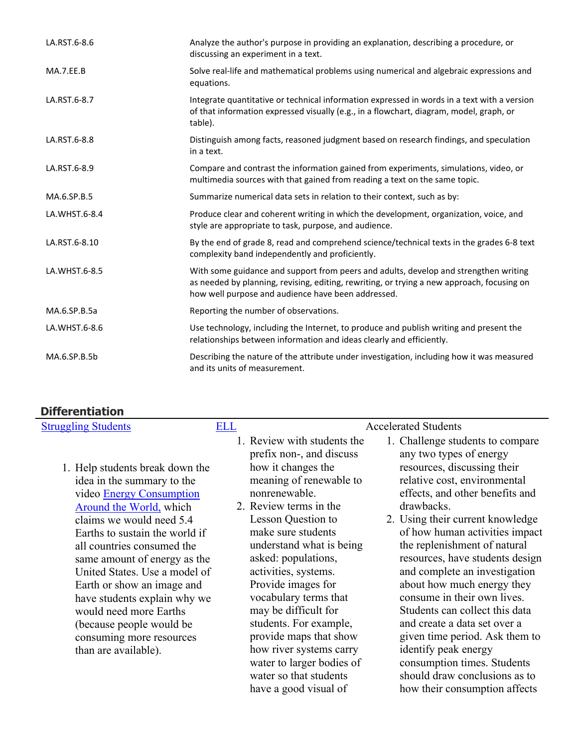| | |
|---|---|
| LA.RST.6-8.6 | Analyze the author's purpose in providing an explanation, describing a procedure, or discussing an experiment in a text. |
| MA.7.EE.B | Solve real-life and mathematical problems using numerical and algebraic expressions and equations. |
| LA.RST.6-8.7 | Integrate quantitative or technical information expressed in words in a text with a version of that information expressed visually (e.g., in a flowchart, diagram, model, graph, or table). |
| LA.RST.6-8.8 | Distinguish among facts, reasoned judgment based on research findings, and speculation in a text. |
| LA.RST.6-8.9 | Compare and contrast the information gained from experiments, simulations, video, or multimedia sources with that gained from reading a text on the same topic. |
| MA.6.SP.B.5 | Summarize numerical data sets in relation to their context, such as by: |
| LA.WHST.6-8.4 | Produce clear and coherent writing in which the development, organization, voice, and style are appropriate to task, purpose, and audience. |
| LA.RST.6-8.10 | By the end of grade 8, read and comprehend science/technical texts in the grades 6-8 text complexity band independently and proficiently. |
| LA.WHST.6-8.5 | With some guidance and support from peers and adults, develop and strengthen writing as needed by planning, revising, editing, rewriting, or trying a new approach, focusing on how well purpose and audience have been addressed. |
| MA.6.SP.B.5a | Reporting the number of observations. |
| LA.WHST.6-8.6 | Use technology, including the Internet, to produce and publish writing and present the relationships between information and ideas clearly and efficiently. |
| MA.6.SP.B.5b | Describing the nature of the attribute under investigation, including how it was measured and its units of measurement. |

## Differentiation

| Struggling Students | ELL | Accelerated Students |
|---|---|---|
| 1. Help students break down the idea in the summary to the video Energy Consumption Around the World, which claims we would need 5.4 Earths to sustain the world if all countries consumed the same amount of energy as the United States. Use a model of Earth or show an image and have students explain why we would need more Earths (because people would be consuming more resources than are available). | 1. Review with students the prefix non-, and discuss how it changes the meaning of renewable to nonrenewable.<br>2. Review terms in the Lesson Question to make sure students understand what is being asked: populations, activities, systems. Provide images for vocabulary terms that may be difficult for students. For example, provide maps that show how river systems carry water to larger bodies of water so that students have a good visual of | 1. Challenge students to compare any two types of energy resources, discussing their relative cost, environmental effects, and other benefits and drawbacks.<br>2. Using their current knowledge of how human activities impact the replenishment of natural resources, have students design and complete an investigation about how much energy they consume in their own lives. Students can collect this data and create a data set over a given time period. Ask them to identify peak energy consumption times. Students should draw conclusions as to how their consumption affects |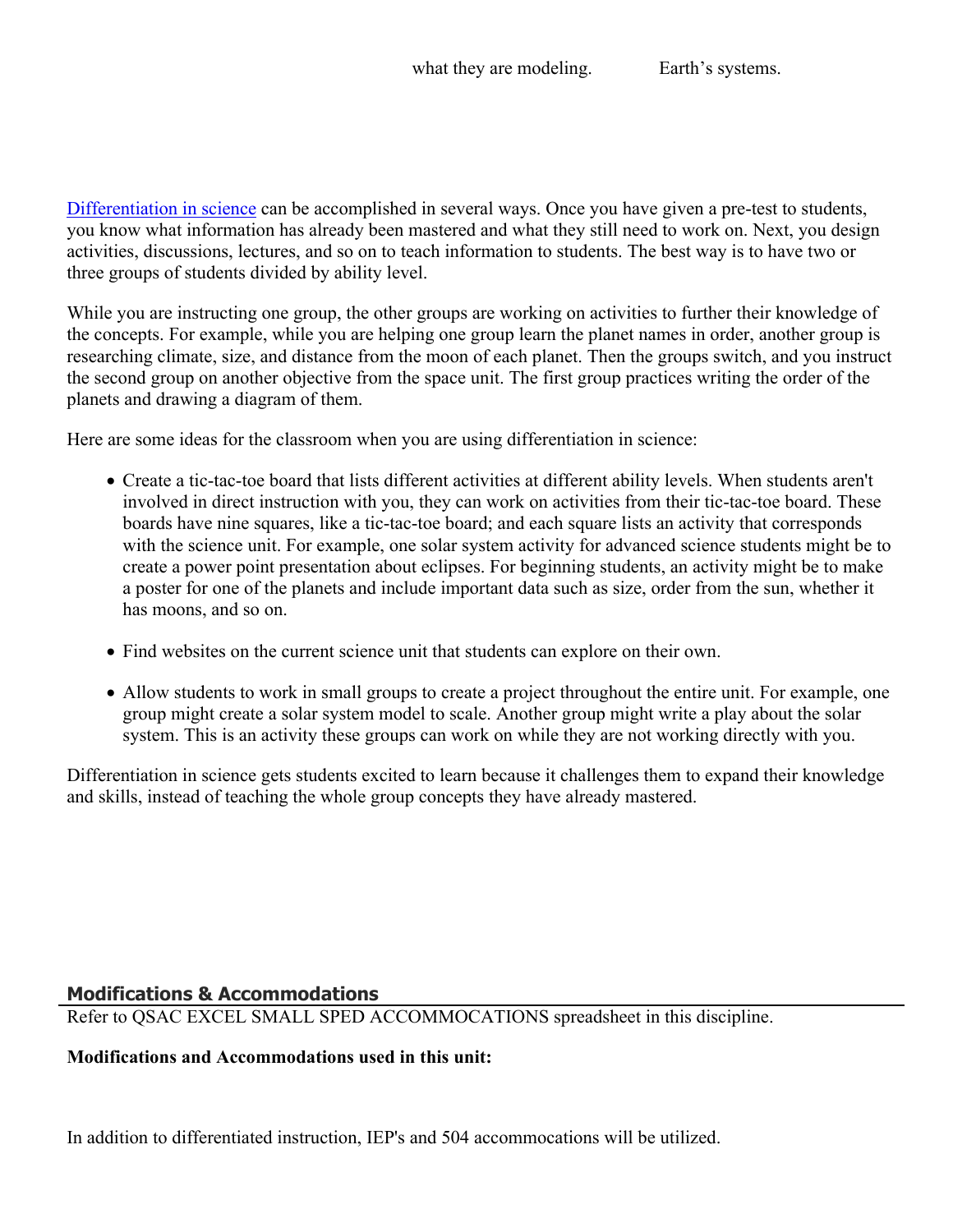what they are modeling. Earth's systems.

[Differentiation in science](#) can be accomplished in several ways. Once you have given a pre-test to students, you know what information has already been mastered and what they still need to work on. Next, you design activities, discussions, lectures, and so on to teach information to students. The best way is to have two or three groups of students divided by ability level.

While you are instructing one group, the other groups are working on activities to further their knowledge of the concepts. For example, while you are helping one group learn the planet names in order, another group is researching climate, size, and distance from the moon of each planet. Then the groups switch, and you instruct the second group on another objective from the space unit. The first group practices writing the order of the planets and drawing a diagram of them.

Here are some ideas for the classroom when you are using differentiation in science:

- Create a tic-tac-toe board that lists different activities at different ability levels. When students aren't involved in direct instruction with you, they can work on activities from their tic-tac-toe board. These boards have nine squares, like a tic-tac-toe board; and each square lists an activity that corresponds with the science unit. For example, one solar system activity for advanced science students might be to create a power point presentation about eclipses. For beginning students, an activity might be to make a poster for one of the planets and include important data such as size, order from the sun, whether it has moons, and so on.
- Find websites on the current science unit that students can explore on their own.
- Allow students to work in small groups to create a project throughout the entire unit. For example, one group might create a solar system model to scale. Another group might write a play about the solar system. This is an activity these groups can work on while they are not working directly with you.

Differentiation in science gets students excited to learn because it challenges them to expand their knowledge and skills, instead of teaching the whole group concepts they have already mastered.

## Modifications & Accommodations

Refer to QSAC EXCEL SMALL SPED ACCOMMOCATIONS spreadsheet in this discipline.

**Modifications and Accommodations used in this unit:**

In addition to differentiated instruction, IEP's and 504 accommocations will be utilized.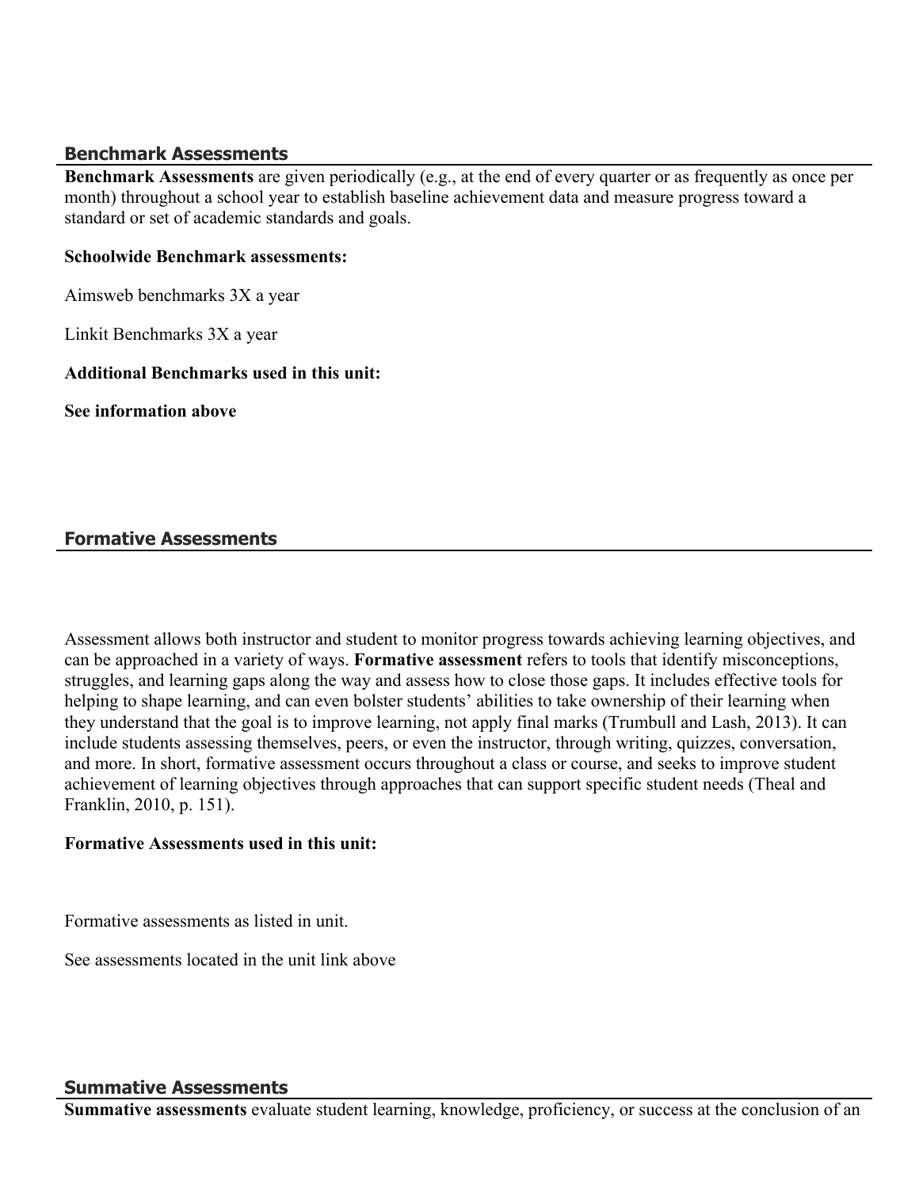## Benchmark Assessments

**Benchmark Assessments** are given periodically (e.g., at the end of every quarter or as frequently as once per month) throughout a school year to establish baseline achievement data and measure progress toward a standard or set of academic standards and goals.

**Schoolwide Benchmark assessments:**

Aimsweb benchmarks 3X a year

Linkit Benchmarks 3X a year

**Additional Benchmarks used in this unit:**

**See information above**

## Formative Assessments

Assessment allows both instructor and student to monitor progress towards achieving learning objectives, and can be approached in a variety of ways. **Formative assessment** refers to tools that identify misconceptions, struggles, and learning gaps along the way and assess how to close those gaps. It includes effective tools for helping to shape learning, and can even bolster students' abilities to take ownership of their learning when they understand that the goal is to improve learning, not apply final marks (Trumbull and Lash, 2013). It can include students assessing themselves, peers, or even the instructor, through writing, quizzes, conversation, and more. In short, formative assessment occurs throughout a class or course, and seeks to improve student achievement of learning objectives through approaches that can support specific student needs (Theal and Franklin, 2010, p. 151).

**Formative Assessments used in this unit:**

Formative assessments as listed in unit.

See assessments located in the unit link above

## Summative Assessments

**Summative assessments** evaluate student learning, knowledge, proficiency, or success at the conclusion of an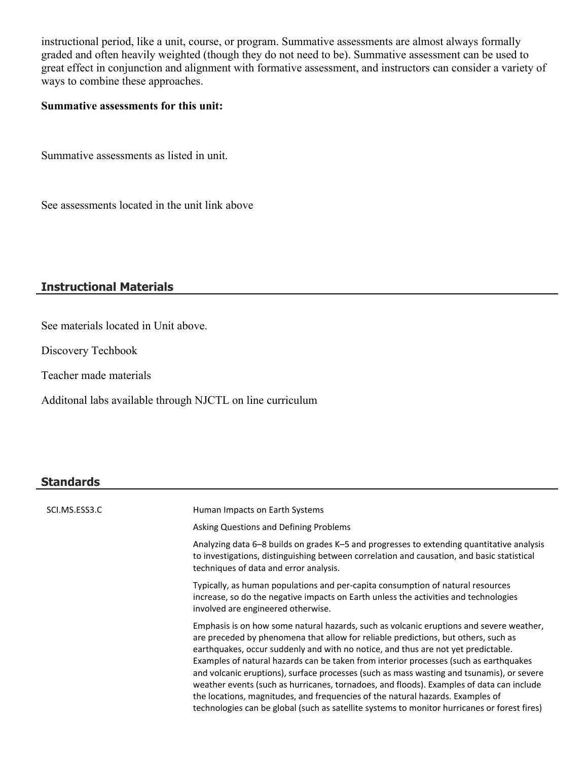instructional period, like a unit, course, or program. Summative assessments are almost always formally graded and often heavily weighted (though they do not need to be). Summative assessment can be used to great effect in conjunction and alignment with formative assessment, and instructors can consider a variety of ways to combine these approaches.

**Summative assessments for this unit:**

Summative assessments as listed in unit.

See assessments located in the unit link above

## Instructional Materials

See materials located in Unit above.

Discovery Techbook

Teacher made materials

Additonal labs available through NJCTL on line curriculum

## Standards

| | |
|---|---|
| SCI.MS.ESS3.C | Human Impacts on Earth Systems |
| | Asking Questions and Defining Problems |
| | Analyzing data 6–8 builds on grades K–5 and progresses to extending quantitative analysis to investigations, distinguishing between correlation and causation, and basic statistical techniques of data and error analysis. |
| | Typically, as human populations and per-capita consumption of natural resources increase, so do the negative impacts on Earth unless the activities and technologies involved are engineered otherwise. |
| | Emphasis is on how some natural hazards, such as volcanic eruptions and severe weather, are preceded by phenomena that allow for reliable predictions, but others, such as earthquakes, occur suddenly and with no notice, and thus are not yet predictable. Examples of natural hazards can be taken from interior processes (such as earthquakes and volcanic eruptions), surface processes (such as mass wasting and tsunamis), or severe weather events (such as hurricanes, tornadoes, and floods). Examples of data can include the locations, magnitudes, and frequencies of the natural hazards. Examples of technologies can be global (such as satellite systems to monitor hurricanes or forest fires) |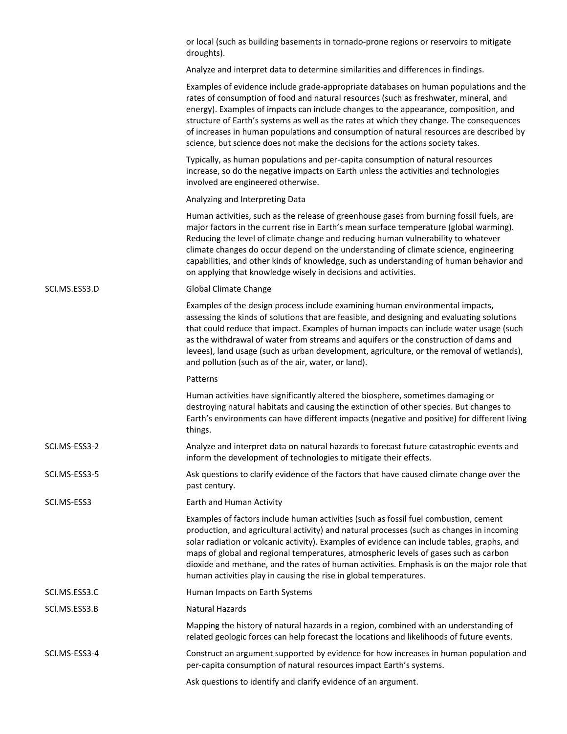| | |
|---|---|
| | or local (such as building basements in tornado-prone regions or reservoirs to mitigate droughts). |
| | Analyze and interpret data to determine similarities and differences in findings. |
| | Examples of evidence include grade-appropriate databases on human populations and the rates of consumption of food and natural resources (such as freshwater, mineral, and energy). Examples of impacts can include changes to the appearance, composition, and structure of Earth's systems as well as the rates at which they change. The consequences of increases in human populations and consumption of natural resources are described by science, but science does not make the decisions for the actions society takes. |
| | Typically, as human populations and per-capita consumption of natural resources increase, so do the negative impacts on Earth unless the activities and technologies involved are engineered otherwise. |
| | Analyzing and Interpreting Data |
| | Human activities, such as the release of greenhouse gases from burning fossil fuels, are major factors in the current rise in Earth's mean surface temperature (global warming). Reducing the level of climate change and reducing human vulnerability to whatever climate changes do occur depend on the understanding of climate science, engineering capabilities, and other kinds of knowledge, such as understanding of human behavior and on applying that knowledge wisely in decisions and activities. |
| SCI.MS.ESS3.D | Global Climate Change |
| | Examples of the design process include examining human environmental impacts, assessing the kinds of solutions that are feasible, and designing and evaluating solutions that could reduce that impact. Examples of human impacts can include water usage (such as the withdrawal of water from streams and aquifers or the construction of dams and levees), land usage (such as urban development, agriculture, or the removal of wetlands), and pollution (such as of the air, water, or land). |
| | Patterns |
| | Human activities have significantly altered the biosphere, sometimes damaging or destroying natural habitats and causing the extinction of other species. But changes to Earth's environments can have different impacts (negative and positive) for different living things. |
| SCI.MS-ESS3-2 | Analyze and interpret data on natural hazards to forecast future catastrophic events and inform the development of technologies to mitigate their effects. |
| SCI.MS-ESS3-5 | Ask questions to clarify evidence of the factors that have caused climate change over the past century. |
| SCI.MS-ESS3 | Earth and Human Activity |
| | Examples of factors include human activities (such as fossil fuel combustion, cement production, and agricultural activity) and natural processes (such as changes in incoming solar radiation or volcanic activity). Examples of evidence can include tables, graphs, and maps of global and regional temperatures, atmospheric levels of gases such as carbon dioxide and methane, and the rates of human activities. Emphasis is on the major role that human activities play in causing the rise in global temperatures. |
| SCI.MS.ESS3.C | Human Impacts on Earth Systems |
| SCI.MS.ESS3.B | Natural Hazards |
| | Mapping the history of natural hazards in a region, combined with an understanding of related geologic forces can help forecast the locations and likelihoods of future events. |
| SCI.MS-ESS3-4 | Construct an argument supported by evidence for how increases in human population and per-capita consumption of natural resources impact Earth's systems. |
| | Ask questions to identify and clarify evidence of an argument. |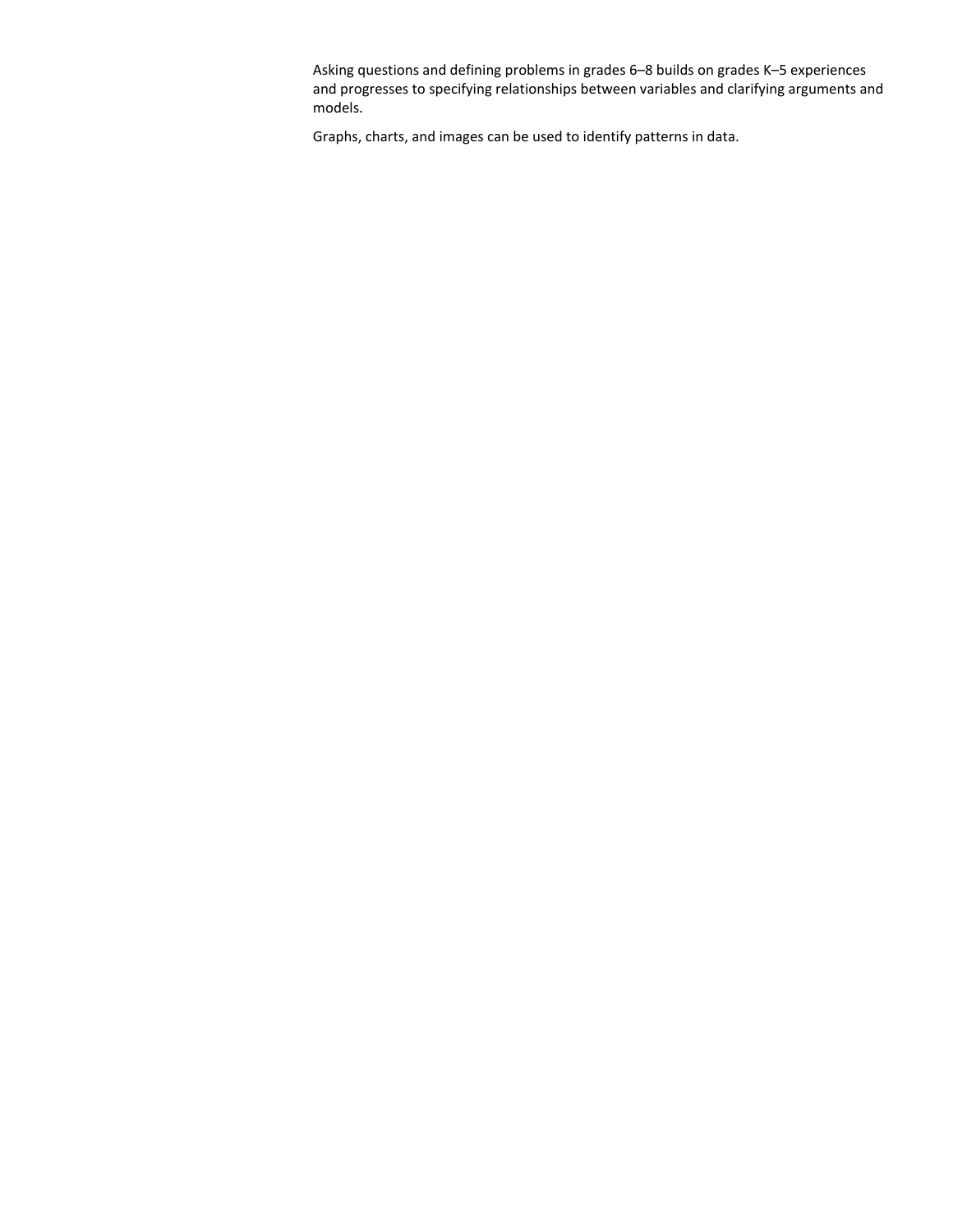Asking questions and defining problems in grades 6–8 builds on grades K–5 experiences and progresses to specifying relationships between variables and clarifying arguments and models.

Graphs, charts, and images can be used to identify patterns in data.